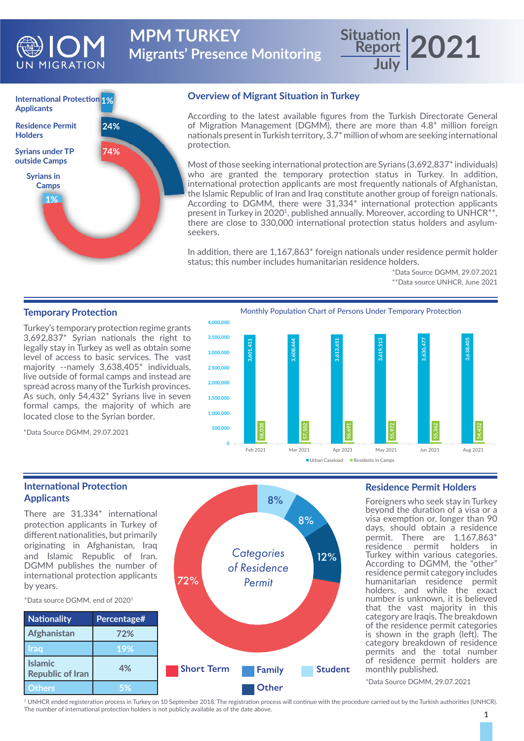# MPM TURKEY
## Migrants' Presence Monitoring

Situation Report July 2021

International Protection Applicants 1%
Residence Permit Holders 24%
Syrians under TP outside Camps 74%
Syrians in Camps 1%

## Overview of Migrant Situation in Turkey

According to the latest available figures from the Turkish Directorate General of Migration Management (DGMM), there are more than 4.8* million foreign nationals present in Turkish territory, 3.7* million of whom are seeking international protection.

Most of those seeking international protection are Syrians (3,692,837* individuals) who are granted the temporary protection status in Turkey. In addition, international protection applicants are most frequently nationals of Afghanistan, the Islamic Republic of Iran and Iraq constitute another group of foreign nationals. According to DGMM, there were 31,334* international protection applicants present in Turkey in 2020[1], published annually. Moreover, according to UNHCR**, there are close to 330,000 international protection status holders and asylum-seekers.

In addition, there are 1,167,863* foreign nationals under residence permit holder status; this number includes humanitarian residence holders.

*Data Source DGMM, 29.07.2021
**Data source UNHCR, June 2021

## Temporary Protection

Turkey's temporary protection regime grants 3,692,837* Syrian nationals the right to legally stay in Turkey as well as obtain some level of access to basic services. The vast majority --namely 3,638,405* individuals, live outside of formal camps and instead are spread across many of the Turkish provinces. As such, only 54,432* Syrians live in seven formal camps, the majority of which are located close to the Syrian border.

*Data Source DGMM, 29.07.2021

**Monthly Population Chart of Persons Under Temporary Protection**

| Month | Urban Caseload | Residents in Camps |
|---|---|---|
| Feb 2021 | 3,601,411 | 58,038 |
| Mar 2021 | 3,608,444 | 57,502 |
| Apr 2021 | 3,613,651 | 56,691 |
| May 2021 | 3,619,513 | 55,972 |
| Jun 2021 | 3,630,477 | 55,362 |
| Aug 2021 | 3,638,405 | 54,432 |

## International Protection Applicants

There are 31,334* international protection applicants in Turkey of different nationalities, but primarily originating in Afghanistan, Iraq and Islamic Republic of Iran. DGMM publishes the number of international protection applicants by years.

*Data source DGMM, end of 2020[1]

| Nationality | Percentage# |
|---|---|
| Afghanistan | 72% |
| Iraq | 19% |
| Islamic Republic of Iran | 4% |
| Others | 5% |

**Categories of Residence Permit**

- Short Term: 72%
- Family: 8%
- Student: 8%
- Other: 12%

## Residence Permit Holders

Foreigners who seek stay in Turkey beyond the duration of a visa or a visa exemption or, longer than 90 days, should obtain a residence permit. There are 1,167,863* residence permit holders in Turkey within various categories. According to DGMM, the "other" residence permit category includes humanitarian residence permit holders, and while the exact number is unknown, it is believed that the vast majority in this category are Iraqis. The breakdown of the residence permit categories is shown in the graph (left). The category breakdown of residence permits and the total number of residence permit holders are monthly published.

*Data Source DGMM, 29.07.2021

[1] UNHCR ended registeration process in Turkey on 10 September 2018. The registration process will continue with the procedure carried out by the Turkish authorities (UNHCR). The number of international protection holders is not publicly available as of the date above.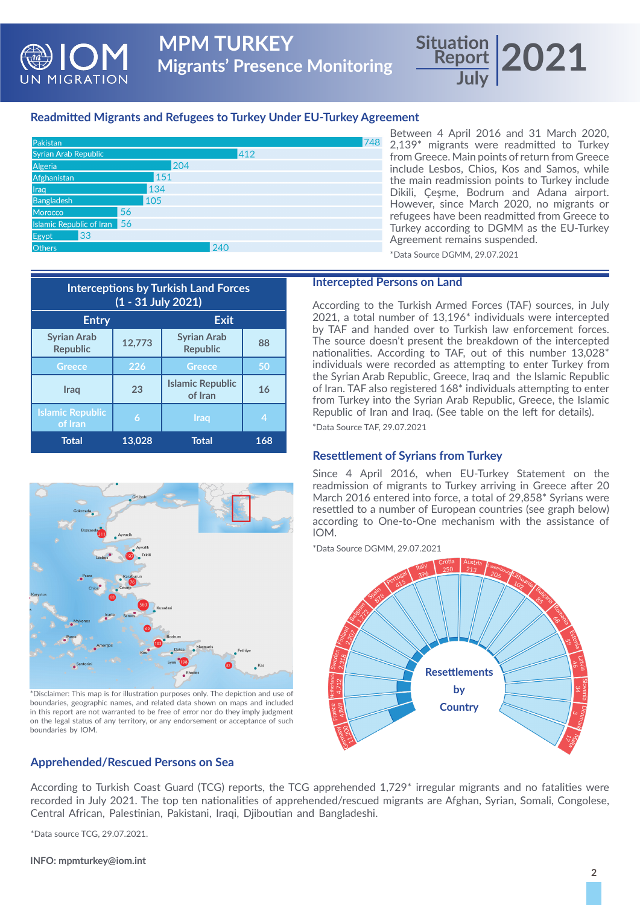MPM TURKEY
Migrants' Presence Monitoring

Situation Report July 2021

## Readmitted Migrants and Refugees to Turkey Under EU-Turkey Agreement

Pakistan 748
Syrian Arab Republic 412
Algeria 204
Afghanistan 151
Iraq 134
Bangladesh 105
Morocco 56
Islamic Republic of Iran 56
Egypt 33
Others 240

Between 4 April 2016 and 31 March 2020, 2,139* migrants were readmitted to Turkey from Greece. Main points of return from Greece include Lesbos, Chios, Kos and Samos, while the main readmission points to Turkey include Dikili, Çeşme, Bodrum and Adana airport. However, since March 2020, no migrants or refugees have been readmitted from Greece to Turkey according to DGMM as the EU-Turkey Agreement remains suspended.

*Data Source DGMM, 29.07.2021

| Interceptions by Turkish Land Forces (1 - 31 July 2021) | | | |
|---|---|---|---|
| Entry | | Exit | |
| Syrian Arab Republic | 12,773 | Syrian Arab Republic | 88 |
| Greece | 226 | Greece | 50 |
| Iraq | 23 | Islamic Republic of Iran | 16 |
| Islamic Republic of Iran | 6 | Iraq | 4 |
| Total | 13,028 | Total | 168 |

## Intercepted Persons on Land

According to the Turkish Armed Forces (TAF) sources, in July 2021, a total number of 13,196* individuals were intercepted by TAF and handed over to Turkish law enforcement forces. The source doesn't present the breakdown of the intercepted nationalities. According to TAF, out of this number 13,028* individuals were recorded as attempting to enter Turkey from the Syrian Arab Republic, Greece, Iraq and the Islamic Republic of Iran. TAF also registered 168* individuals attempting to enter from Turkey into the Syrian Arab Republic, Greece, the Islamic Republic of Iran and Iraq. (See table on the left for details).

*Data Source TAF, 29.07.2021

Gelibolu
Gokceada
Bozcaada 111
Ayvacik
Ayvalik
Dikili
Lesbos 197
Psara
Karaburun
Chios 76
Cesme
Karystos
83
560
Kusadasi
Icaria
Samos
Mykonos
60
Paros
Bodrum
Amorgos 165
Kos
Datca
Marmaris
Fethiye
Santorini
Symi 198
42
Kas
Rhodes

*Disclaimer: This map is for illustration purposes only. The depiction and use of boundaries, geographic names, and related data shown on maps and included in this report are not warranted to be free of error nor do they imply judgment on the legal status of any territory, or any endorsement or acceptance of such boundaries by IOM.

## Resettlement of Syrians from Turkey

Since 4 April 2016, when EU-Turkey Statement on the readmission of migrants to Turkey arriving in Greece after 20 March 2016 entered into force, a total of 29,858* Syrians were resettled to a number of European countries (see graph below) according to One-to-One mechanism with the assistance of IOM.

*Data Source DGMM, 29.07.2021

Resettlements by Country

Germany 11,200
France 4,849
Netherlands 4,712
Sweden 2,318
Finland 2,207
Belgium 1,772
Spain 878
Portugal 415
Italy 396
Croatia 250
Austria 213
Luxembourg 206
Lithuania 102
Bulgaria 85
Romania 68
Estonia 59
Latvia 46
Slovenia 34
Denmark 3
Malta 17

## Apprehended/Rescued Persons on Sea

According to Turkish Coast Guard (TCG) reports, the TCG apprehended 1,729* irregular migrants and no fatalities were recorded in July 2021. The top ten nationalities of apprehended/rescued migrants are Afghan, Syrian, Somali, Congolese, Central African, Palestinian, Pakistani, Iraqi, Djiboutian and Bangladeshi.

*Data source TCG, 29.07.2021.

**INFO: mpmturkey@iom.int**